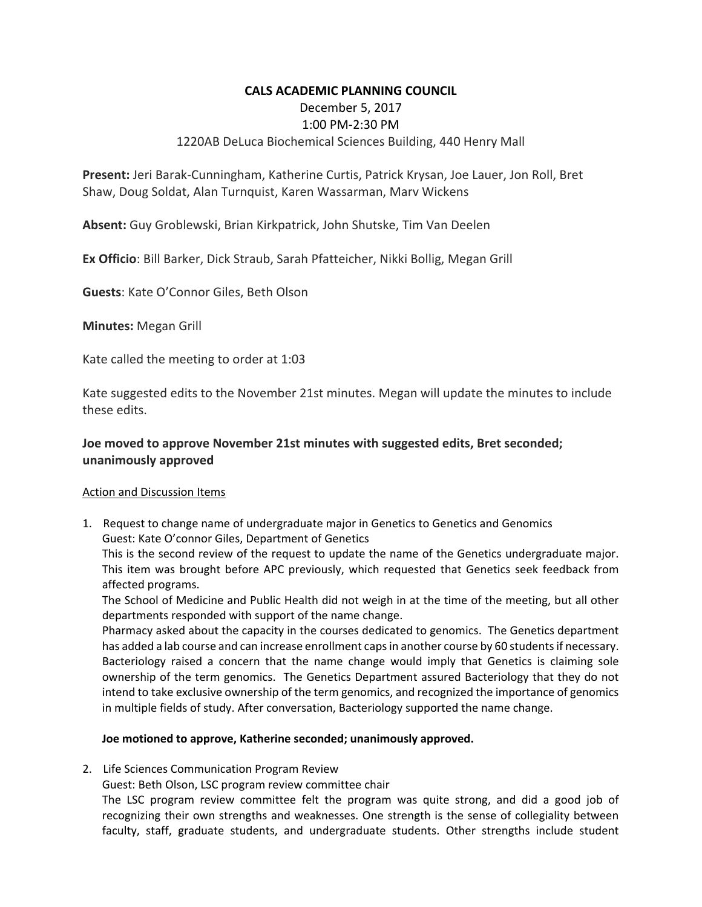# CALS ACADEMIC PLANNING COUNCIL

December 5, 2017
1:00 PM-2:30 PM
1220AB DeLuca Biochemical Sciences Building, 440 Henry Mall

**Present:** Jeri Barak-Cunningham, Katherine Curtis, Patrick Krysan, Joe Lauer, Jon Roll, Bret Shaw, Doug Soldat, Alan Turnquist, Karen Wassarman, Marv Wickens

**Absent:** Guy Groblewski, Brian Kirkpatrick, John Shutske, Tim Van Deelen

**Ex Officio**: Bill Barker, Dick Straub, Sarah Pfatteicher, Nikki Bollig, Megan Grill

**Guests**: Kate O'Connor Giles, Beth Olson

**Minutes:** Megan Grill

Kate called the meeting to order at 1:03

Kate suggested edits to the November 21st minutes. Megan will update the minutes to include these edits.

**Joe moved to approve November 21st minutes with suggested edits, Bret seconded; unanimously approved**

Action and Discussion Items

1. Request to change name of undergraduate major in Genetics to Genetics and Genomics
   Guest: Kate O'connor Giles, Department of Genetics
   This is the second review of the request to update the name of the Genetics undergraduate major. This item was brought before APC previously, which requested that Genetics seek feedback from affected programs.
   The School of Medicine and Public Health did not weigh in at the time of the meeting, but all other departments responded with support of the name change.
   Pharmacy asked about the capacity in the courses dedicated to genomics. The Genetics department has added a lab course and can increase enrollment caps in another course by 60 students if necessary. Bacteriology raised a concern that the name change would imply that Genetics is claiming sole ownership of the term genomics. The Genetics Department assured Bacteriology that they do not intend to take exclusive ownership of the term genomics, and recognized the importance of genomics in multiple fields of study. After conversation, Bacteriology supported the name change.

   **Joe motioned to approve, Katherine seconded; unanimously approved.**

2. Life Sciences Communication Program Review
   Guest: Beth Olson, LSC program review committee chair
   The LSC program review committee felt the program was quite strong, and did a good job of recognizing their own strengths and weaknesses. One strength is the sense of collegiality between faculty, staff, graduate students, and undergraduate students. Other strengths include student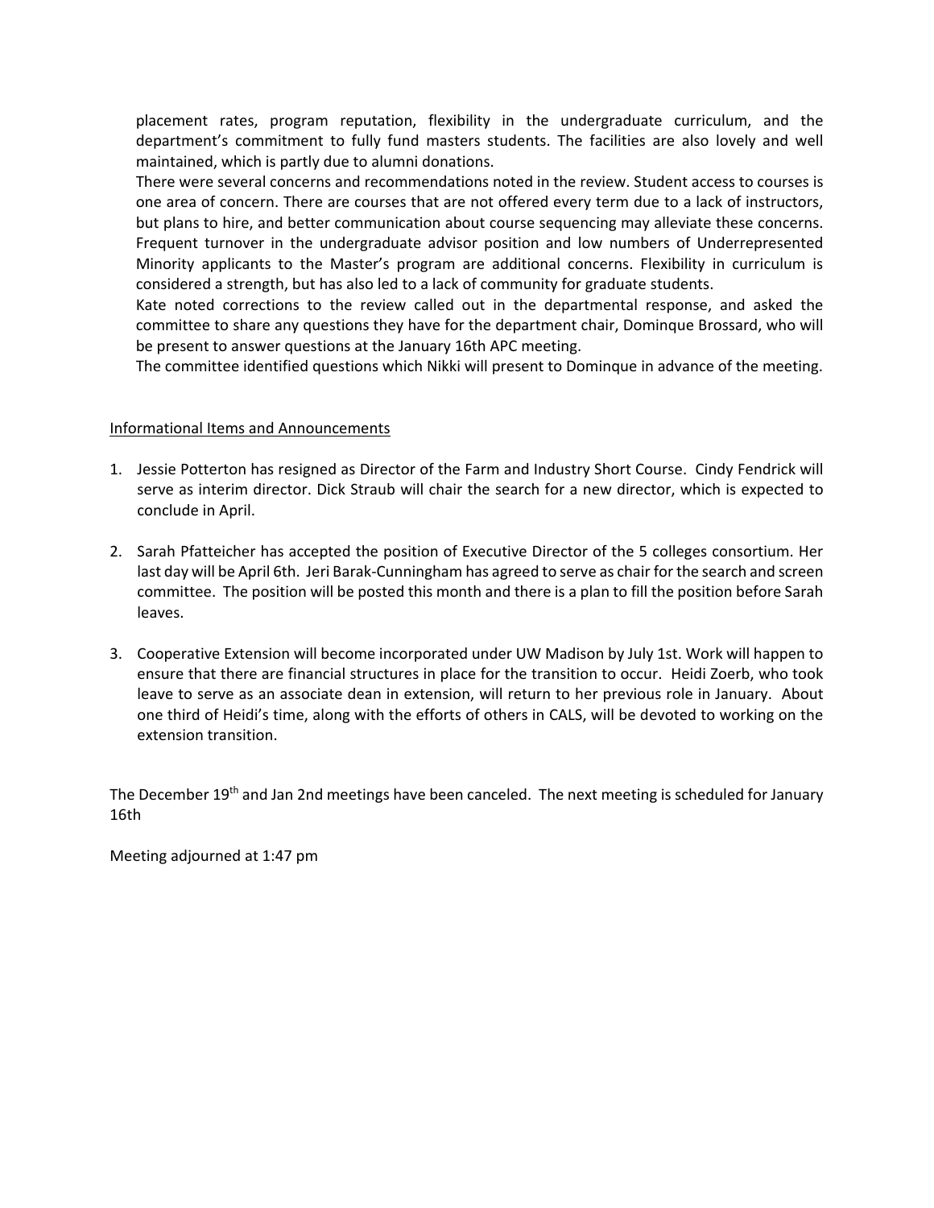placement rates, program reputation, flexibility in the undergraduate curriculum, and the department's commitment to fully fund masters students. The facilities are also lovely and well maintained, which is partly due to alumni donations.

There were several concerns and recommendations noted in the review. Student access to courses is one area of concern. There are courses that are not offered every term due to a lack of instructors, but plans to hire, and better communication about course sequencing may alleviate these concerns. Frequent turnover in the undergraduate advisor position and low numbers of Underrepresented Minority applicants to the Master's program are additional concerns. Flexibility in curriculum is considered a strength, but has also led to a lack of community for graduate students.

Kate noted corrections to the review called out in the departmental response, and asked the committee to share any questions they have for the department chair, Dominque Brossard, who will be present to answer questions at the January 16th APC meeting.

The committee identified questions which Nikki will present to Dominque in advance of the meeting.

Informational Items and Announcements

1. Jessie Potterton has resigned as Director of the Farm and Industry Short Course. Cindy Fendrick will serve as interim director. Dick Straub will chair the search for a new director, which is expected to conclude in April.

2. Sarah Pfatteicher has accepted the position of Executive Director of the 5 colleges consortium. Her last day will be April 6th. Jeri Barak-Cunningham has agreed to serve as chair for the search and screen committee. The position will be posted this month and there is a plan to fill the position before Sarah leaves.

3. Cooperative Extension will become incorporated under UW Madison by July 1st. Work will happen to ensure that there are financial structures in place for the transition to occur. Heidi Zoerb, who took leave to serve as an associate dean in extension, will return to her previous role in January. About one third of Heidi's time, along with the efforts of others in CALS, will be devoted to working on the extension transition.

The December 19th and Jan 2nd meetings have been canceled. The next meeting is scheduled for January 16th

Meeting adjourned at 1:47 pm